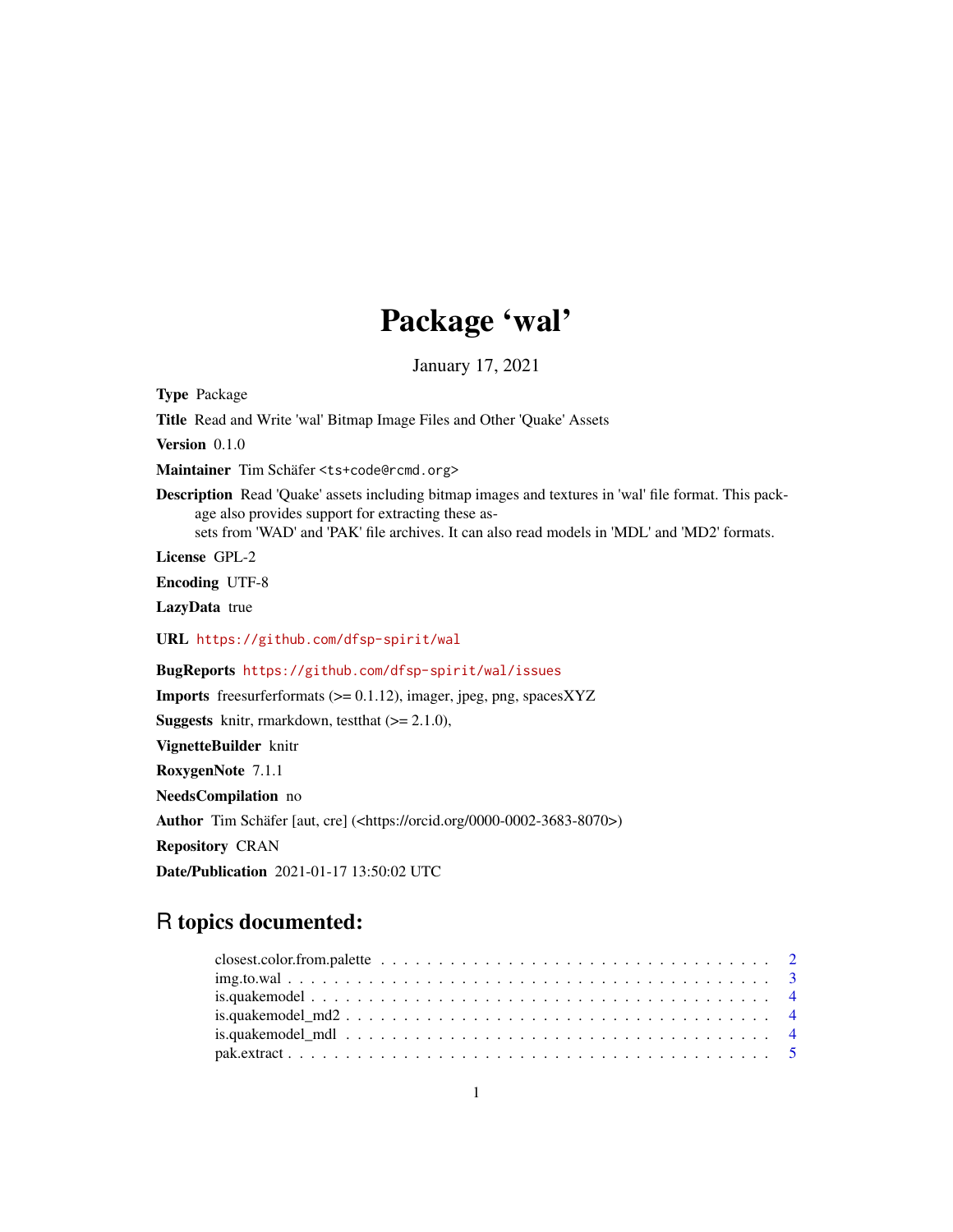# Package 'wal'

January 17, 2021

**Type** Package

**Title** Read and Write 'wal' Bitmap Image Files and Other 'Quake' Assets

**Version** 0.1.0

**Maintainer** Tim Schäfer <ts+code@rcmd.org>

**Description** Read 'Quake' assets including bitmap images and textures in 'wal' file format. This package also provides support for extracting these assets from 'WAD' and 'PAK' file archives. It can also read models in 'MDL' and 'MD2' formats.

**License** GPL-2

**Encoding** UTF-8

**LazyData** true

**URL** https://github.com/dfsp-spirit/wal

**BugReports** https://github.com/dfsp-spirit/wal/issues

**Imports** freesurferformats (>= 0.1.12), imager, jpeg, png, spacesXYZ

**Suggests** knitr, rmarkdown, testthat (>= 2.1.0),

**VignetteBuilder** knitr

**RoxygenNote** 7.1.1

**NeedsCompilation** no

**Author** Tim Schäfer [aut, cre] (<https://orcid.org/0000-0002-3683-8070>)

**Repository** CRAN

**Date/Publication** 2021-01-17 13:50:02 UTC

## R topics documented:

closest.color.from.palette . . . . . . . . . . . . . . . . . . . . . . . . . . . . . . . . . . 2
img.to.wal . . . . . . . . . . . . . . . . . . . . . . . . . . . . . . . . . . . . . . . . . . 3
is.quakemodel . . . . . . . . . . . . . . . . . . . . . . . . . . . . . . . . . . . . . . . . 4
is.quakemodel_md2 . . . . . . . . . . . . . . . . . . . . . . . . . . . . . . . . . . . . . 4
is.quakemodel_mdl . . . . . . . . . . . . . . . . . . . . . . . . . . . . . . . . . . . . . 4
pak.extract . . . . . . . . . . . . . . . . . . . . . . . . . . . . . . . . . . . . . . . . . 5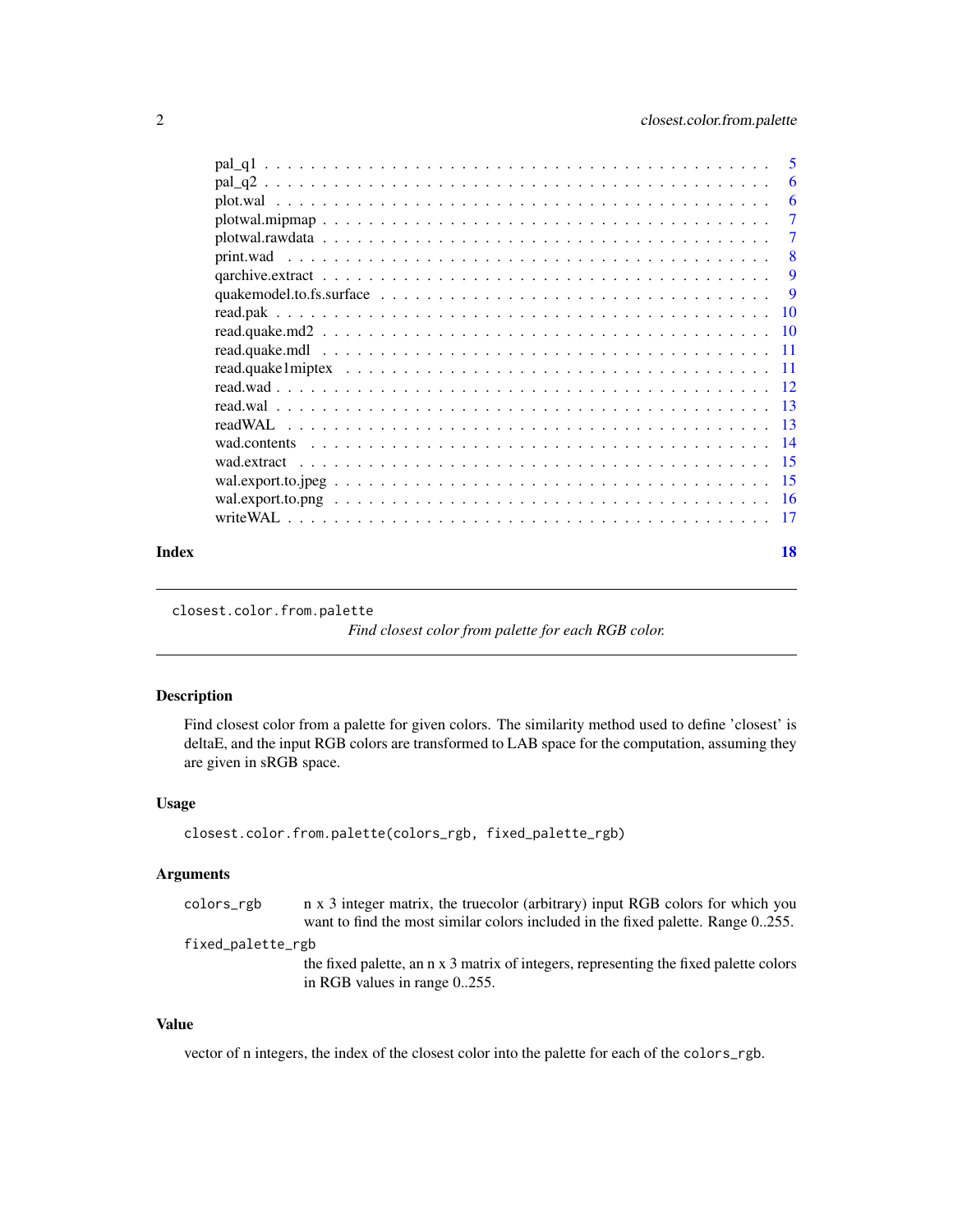| | |
|---|---|
| pal_q1 | 5 |
| pal_q2 | 6 |
| plot.wal | 6 |
| plotwal.mipmap | 7 |
| plotwal.rawdata | 7 |
| print.wad | 8 |
| qarchive.extract | 9 |
| quakemodel.to.fs.surface | 9 |
| read.pak | 10 |
| read.quake.md2 | 10 |
| read.quake.mdl | 11 |
| read.quake1miptex | 11 |
| read.wad | 12 |
| read.wal | 13 |
| readWAL | 13 |
| wad.contents | 14 |
| wad.extract | 15 |
| wal.export.to.jpeg | 15 |
| wal.export.to.png | 16 |
| writeWAL | 17 |

**Index** 18

---

`closest.color.from.palette` *Find closest color from palette for each RGB color.*

---

### Description

Find closest color from a palette for given colors. The similarity method used to define 'closest' is deltaE, and the input RGB colors are transformed to LAB space for the computation, assuming they are given in sRGB space.

### Usage

```
closest.color.from.palette(colors_rgb, fixed_palette_rgb)
```

### Arguments

| | |
|---|---|
| `colors_rgb` | n x 3 integer matrix, the truecolor (arbitrary) input RGB colors for which you want to find the most similar colors included in the fixed palette. Range 0..255. |
| `fixed_palette_rgb` | the fixed palette, an n x 3 matrix of integers, representing the fixed palette colors in RGB values in range 0..255. |

### Value

vector of n integers, the index of the closest color into the palette for each of the `colors_rgb`.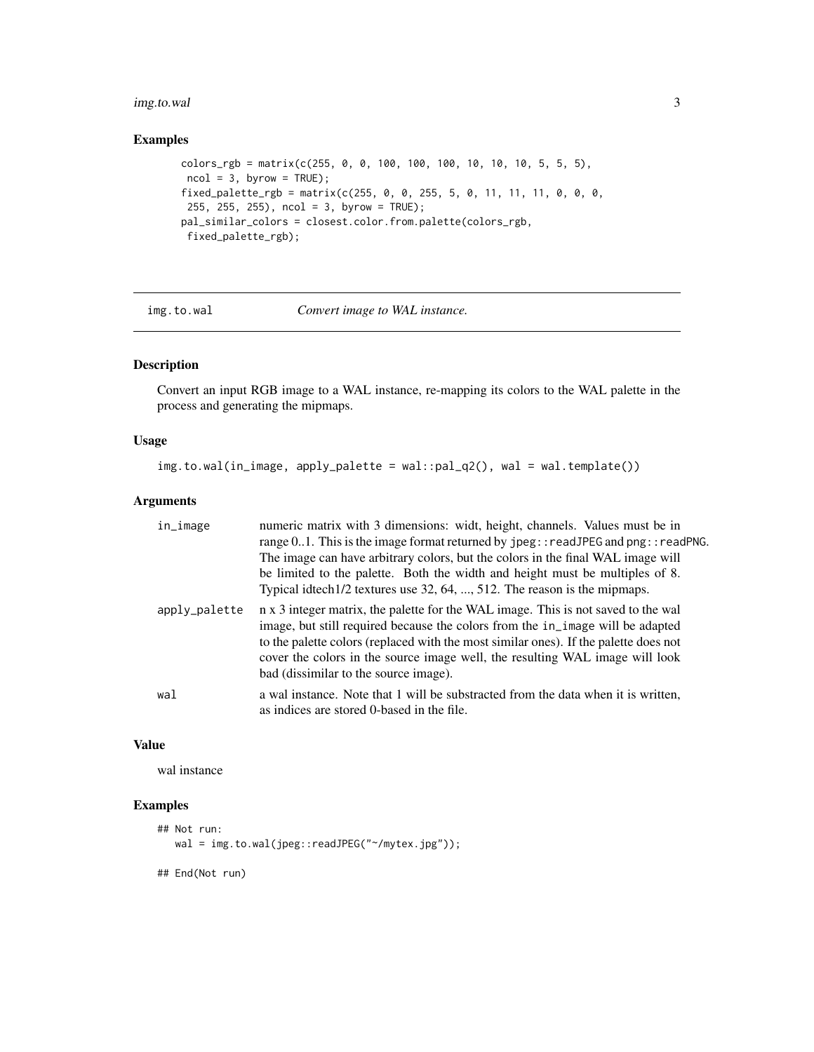## Examples

```
colors_rgb = matrix(c(255, 0, 0, 100, 100, 100, 10, 10, 10, 5, 5, 5),
 ncol = 3, byrow = TRUE);
fixed_palette_rgb = matrix(c(255, 0, 0, 255, 5, 0, 11, 11, 11, 0, 0, 0,
 255, 255, 255), ncol = 3, byrow = TRUE);
pal_similar_colors = closest.color.from.palette(colors_rgb,
 fixed_palette_rgb);
```

---

# img.to.wal — *Convert image to WAL instance.*

## Description

Convert an input RGB image to a WAL instance, re-mapping its colors to the WAL palette in the process and generating the mipmaps.

## Usage

```
img.to.wal(in_image, apply_palette = wal::pal_q2(), wal = wal.template())
```

## Arguments

| | |
|---|---|
| `in_image` | numeric matrix with 3 dimensions: widt, height, channels. Values must be in range 0..1. This is the image format returned by `jpeg::readJPEG` and `png::readPNG`. The image can have arbitrary colors, but the colors in the final WAL image will be limited to the palette. Both the width and height must be multiples of 8. Typical idtech1/2 textures use 32, 64, ..., 512. The reason is the mipmaps. |
| `apply_palette` | n x 3 integer matrix, the palette for the WAL image. This is not saved to the wal image, but still required because the colors from the `in_image` will be adapted to the palette colors (replaced with the most similar ones). If the palette does not cover the colors in the source image well, the resulting WAL image will look bad (dissimilar to the source image). |
| `wal` | a wal instance. Note that 1 will be substracted from the data when it is written, as indices are stored 0-based in the file. |

## Value

wal instance

## Examples

```
## Not run:
   wal = img.to.wal(jpeg::readJPEG("~/mytex.jpg"));

## End(Not run)
```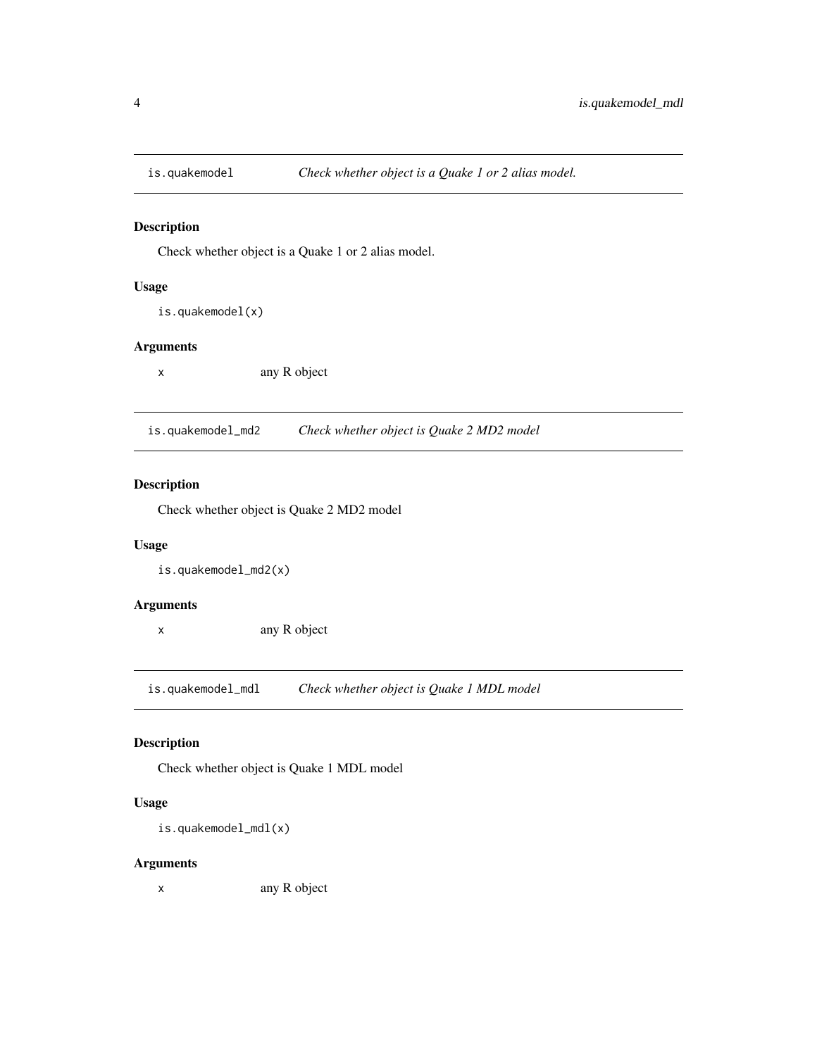## is.quakemodel — *Check whether object is a Quake 1 or 2 alias model.*

### Description

Check whether object is a Quake 1 or 2 alias model.

### Usage

```
is.quakemodel(x)
```

### Arguments

| | |
|---|---|
| x | any R object |

## is.quakemodel_md2 — *Check whether object is Quake 2 MD2 model*

### Description

Check whether object is Quake 2 MD2 model

### Usage

```
is.quakemodel_md2(x)
```

### Arguments

| | |
|---|---|
| x | any R object |

## is.quakemodel_mdl — *Check whether object is Quake 1 MDL model*

### Description

Check whether object is Quake 1 MDL model

### Usage

```
is.quakemodel_mdl(x)
```

### Arguments

| | |
|---|---|
| x | any R object |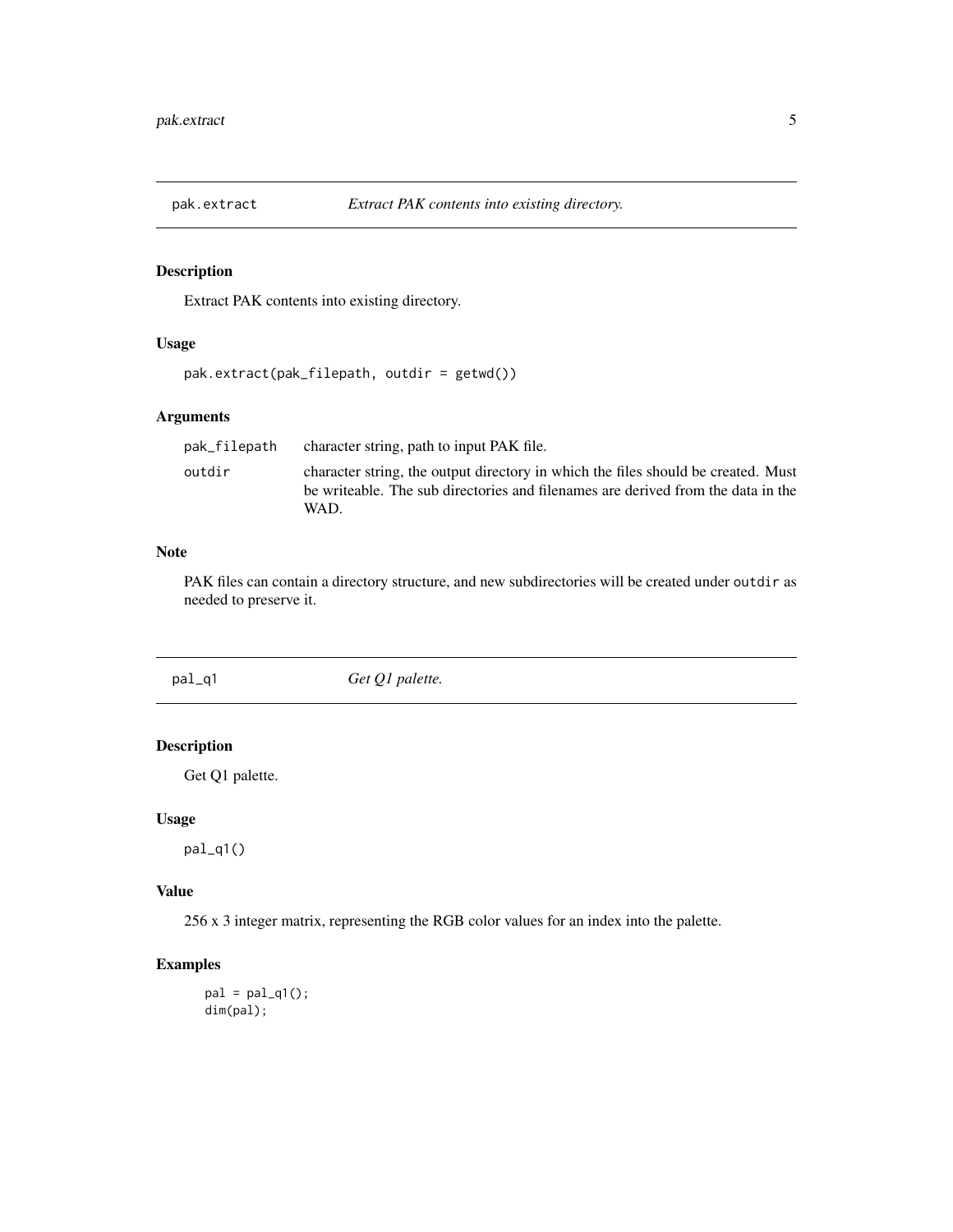## pak.extract — *Extract PAK contents into existing directory.*

### Description

Extract PAK contents into existing directory.

### Usage

```
pak.extract(pak_filepath, outdir = getwd())
```

### Arguments

| | |
|---|---|
| `pak_filepath` | character string, path to input PAK file. |
| `outdir` | character string, the output directory in which the files should be created. Must be writeable. The sub directories and filenames are derived from the data in the WAD. |

### Note

PAK files can contain a directory structure, and new subdirectories will be created under `outdir` as needed to preserve it.

## pal_q1 — *Get Q1 palette.*

### Description

Get Q1 palette.

### Usage

```
pal_q1()
```

### Value

256 x 3 integer matrix, representing the RGB color values for an index into the palette.

### Examples

```
pal = pal_q1();
dim(pal);
```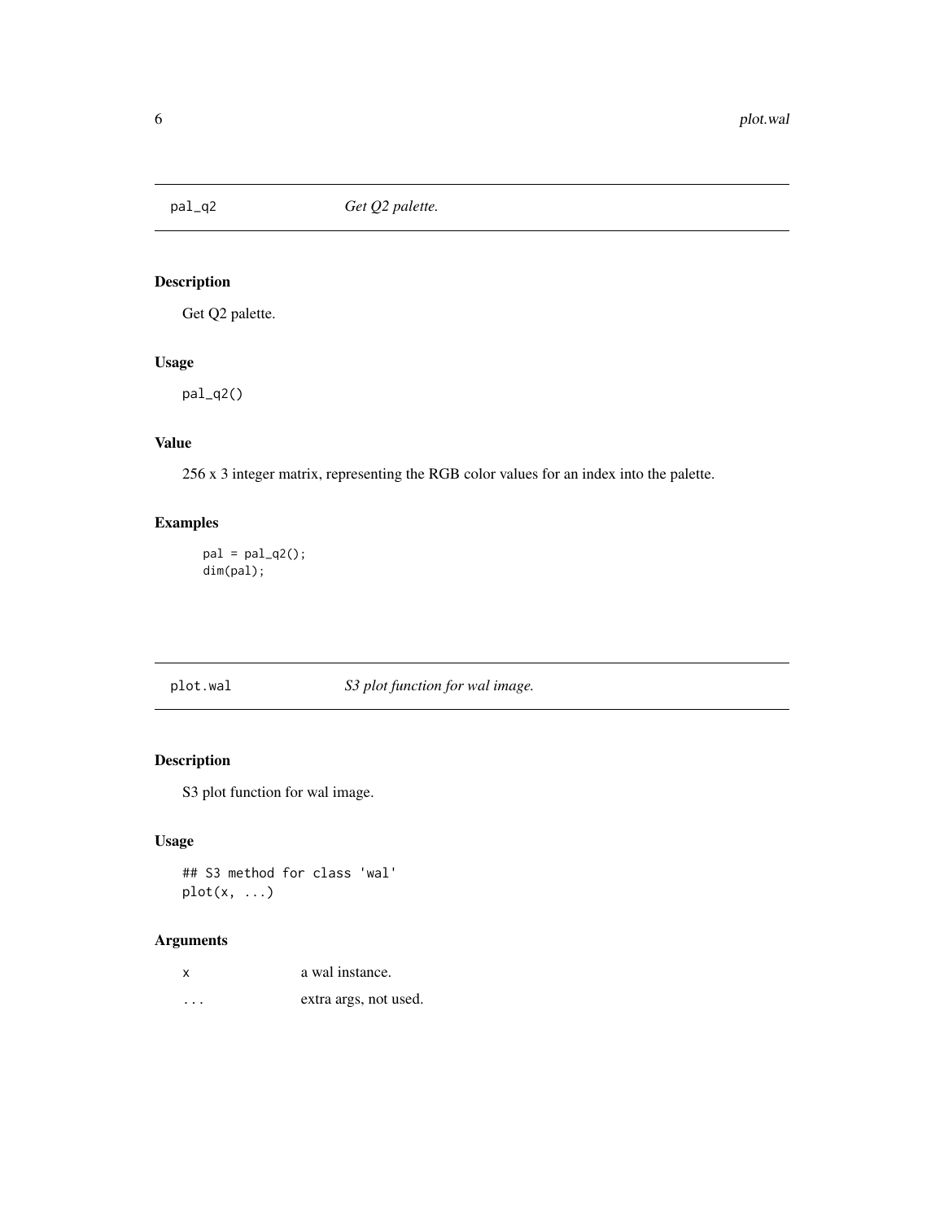## pal_q2 — *Get Q2 palette.*

### Description

Get Q2 palette.

### Usage

```
pal_q2()
```

### Value

256 x 3 integer matrix, representing the RGB color values for an index into the palette.

### Examples

```
pal = pal_q2();
dim(pal);
```

## plot.wal — *S3 plot function for wal image.*

### Description

S3 plot function for wal image.

### Usage

```
## S3 method for class 'wal'
plot(x, ...)
```

### Arguments

| | |
|---|---|
| x | a wal instance. |
| ... | extra args, not used. |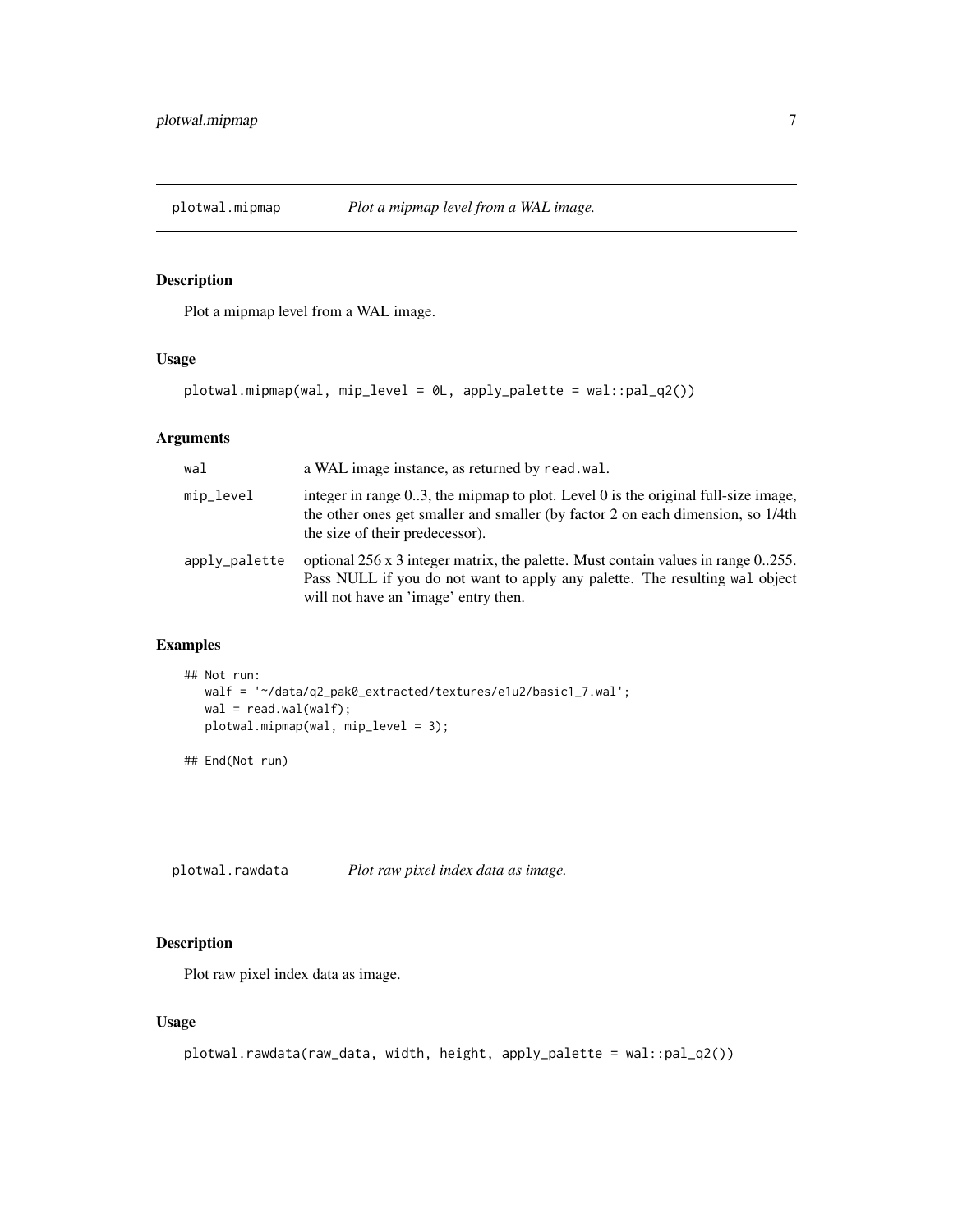## plotwal.mipmap — *Plot a mipmap level from a WAL image.*

### Description

Plot a mipmap level from a WAL image.

### Usage

```
plotwal.mipmap(wal, mip_level = 0L, apply_palette = wal::pal_q2())
```

### Arguments

| | |
|---|---|
| wal | a WAL image instance, as returned by read.wal. |
| mip_level | integer in range 0..3, the mipmap to plot. Level 0 is the original full-size image, the other ones get smaller and smaller (by factor 2 on each dimension, so 1/4th the size of their predecessor). |
| apply_palette | optional 256 x 3 integer matrix, the palette. Must contain values in range 0..255. Pass NULL if you do not want to apply any palette. The resulting wal object will not have an 'image' entry then. |

### Examples

```
## Not run:
   walf = '~/data/q2_pak0_extracted/textures/e1u2/basic1_7.wal';
   wal = read.wal(walf);
   plotwal.mipmap(wal, mip_level = 3);

## End(Not run)
```

## plotwal.rawdata — *Plot raw pixel index data as image.*

### Description

Plot raw pixel index data as image.

### Usage

```
plotwal.rawdata(raw_data, width, height, apply_palette = wal::pal_q2())
```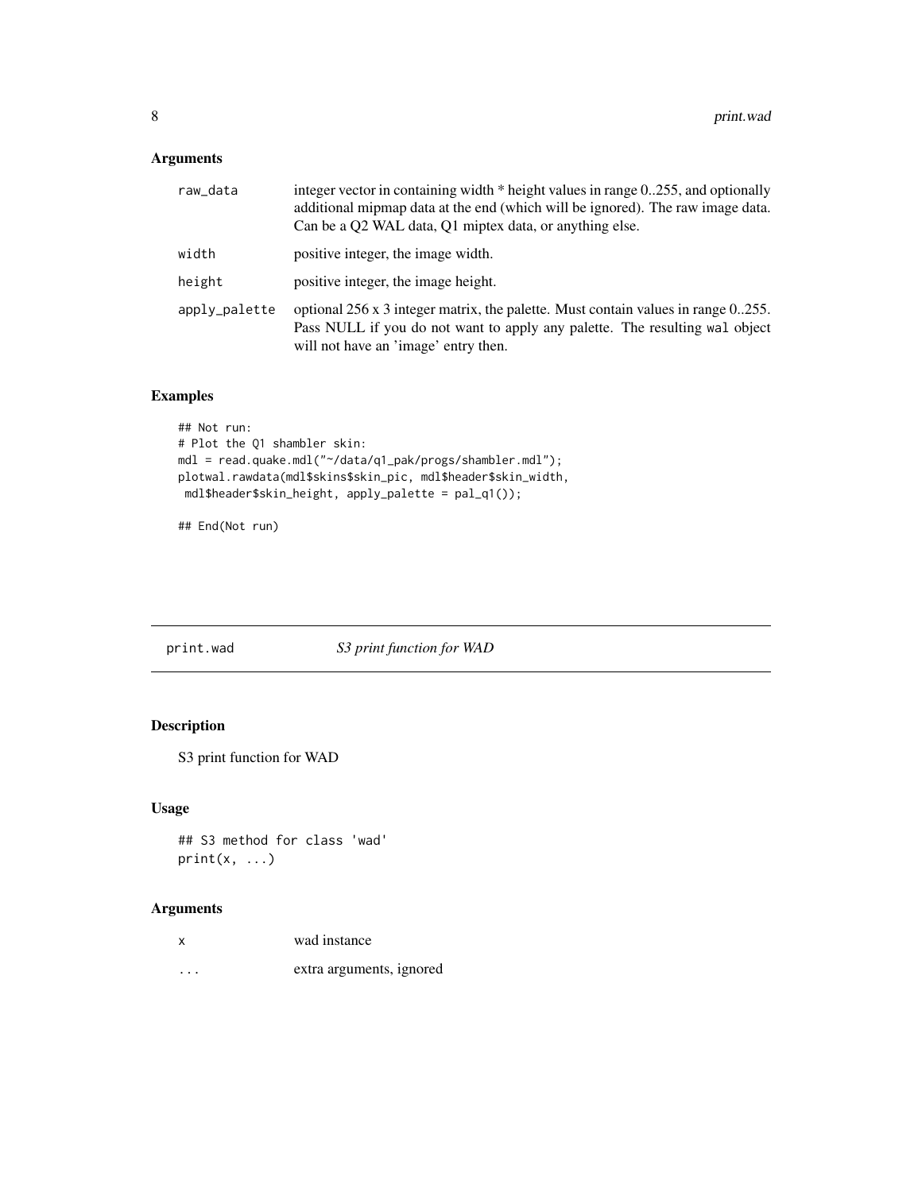### Arguments

| | |
|---|---|
| raw_data | integer vector in containing width * height values in range 0..255, and optionally additional mipmap data at the end (which will be ignored). The raw image data. Can be a Q2 WAL data, Q1 miptex data, or anything else. |
| width | positive integer, the image width. |
| height | positive integer, the image height. |
| apply_palette | optional 256 x 3 integer matrix, the palette. Must contain values in range 0..255. Pass NULL if you do not want to apply any palette. The resulting wal object will not have an 'image' entry then. |

### Examples

```
## Not run:
# Plot the Q1 shambler skin:
mdl = read.quake.mdl("~/data/q1_pak/progs/shambler.mdl");
plotwal.rawdata(mdl$skins$skin_pic, mdl$header$skin_width,
 mdl$header$skin_height, apply_palette = pal_q1());

## End(Not run)
```

## print.wad — *S3 print function for WAD*

### Description

S3 print function for WAD

### Usage

```
## S3 method for class 'wad'
print(x, ...)
```

### Arguments

| | |
|---|---|
| x | wad instance |
| ... | extra arguments, ignored |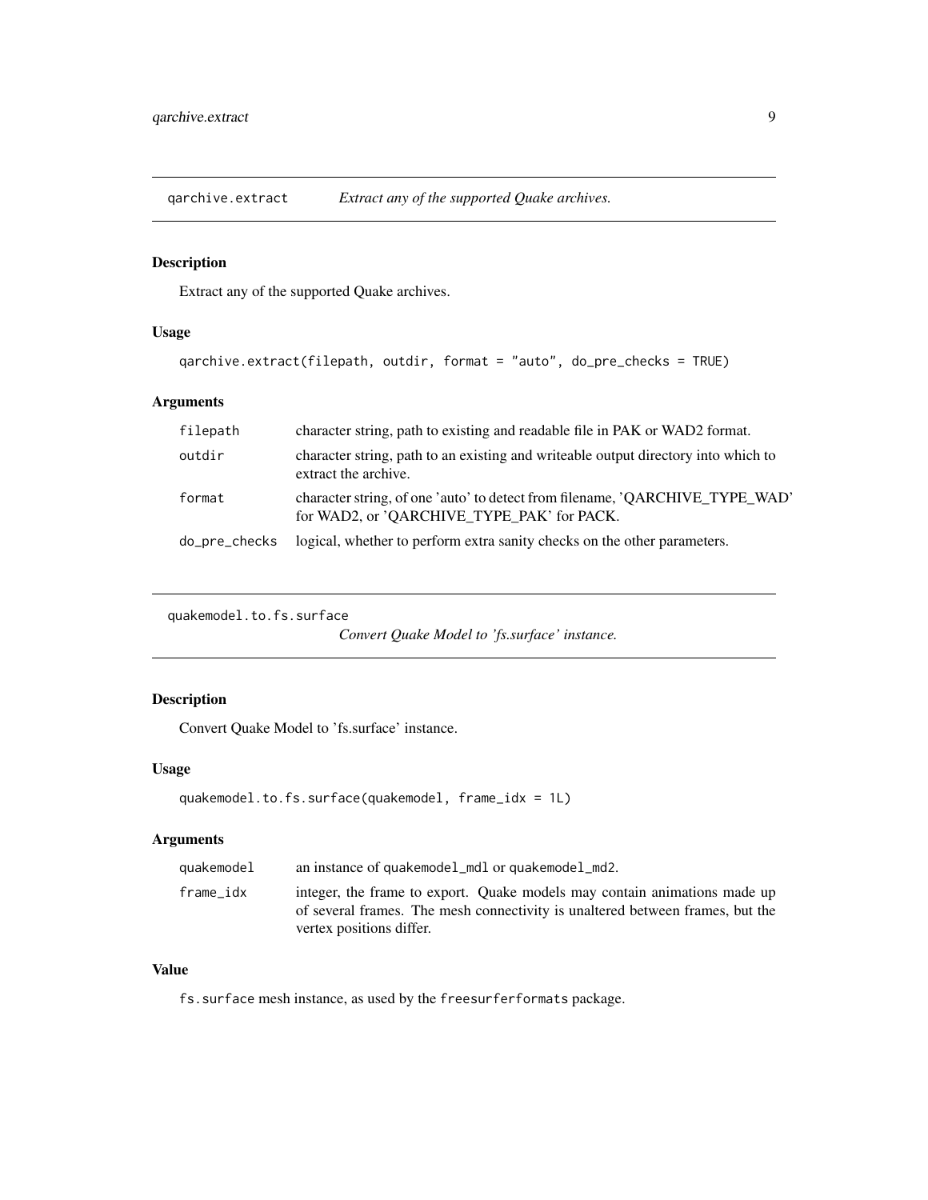## qarchive.extract — *Extract any of the supported Quake archives.*

### Description

Extract any of the supported Quake archives.

### Usage

```
qarchive.extract(filepath, outdir, format = "auto", do_pre_checks = TRUE)
```

### Arguments

| | |
|---|---|
| `filepath` | character string, path to existing and readable file in PAK or WAD2 format. |
| `outdir` | character string, path to an existing and writeable output directory into which to extract the archive. |
| `format` | character string, of one 'auto' to detect from filename, 'QARCHIVE_TYPE_WAD' for WAD2, or 'QARCHIVE_TYPE_PAK' for PACK. |
| `do_pre_checks` | logical, whether to perform extra sanity checks on the other parameters. |

## quakemodel.to.fs.surface — *Convert Quake Model to 'fs.surface' instance.*

### Description

Convert Quake Model to 'fs.surface' instance.

### Usage

```
quakemodel.to.fs.surface(quakemodel, frame_idx = 1L)
```

### Arguments

| | |
|---|---|
| `quakemodel` | an instance of `quakemodel_mdl` or `quakemodel_md2`. |
| `frame_idx` | integer, the frame to export. Quake models may contain animations made up of several frames. The mesh connectivity is unaltered between frames, but the vertex positions differ. |

### Value

`fs.surface` mesh instance, as used by the `freesurferformats` package.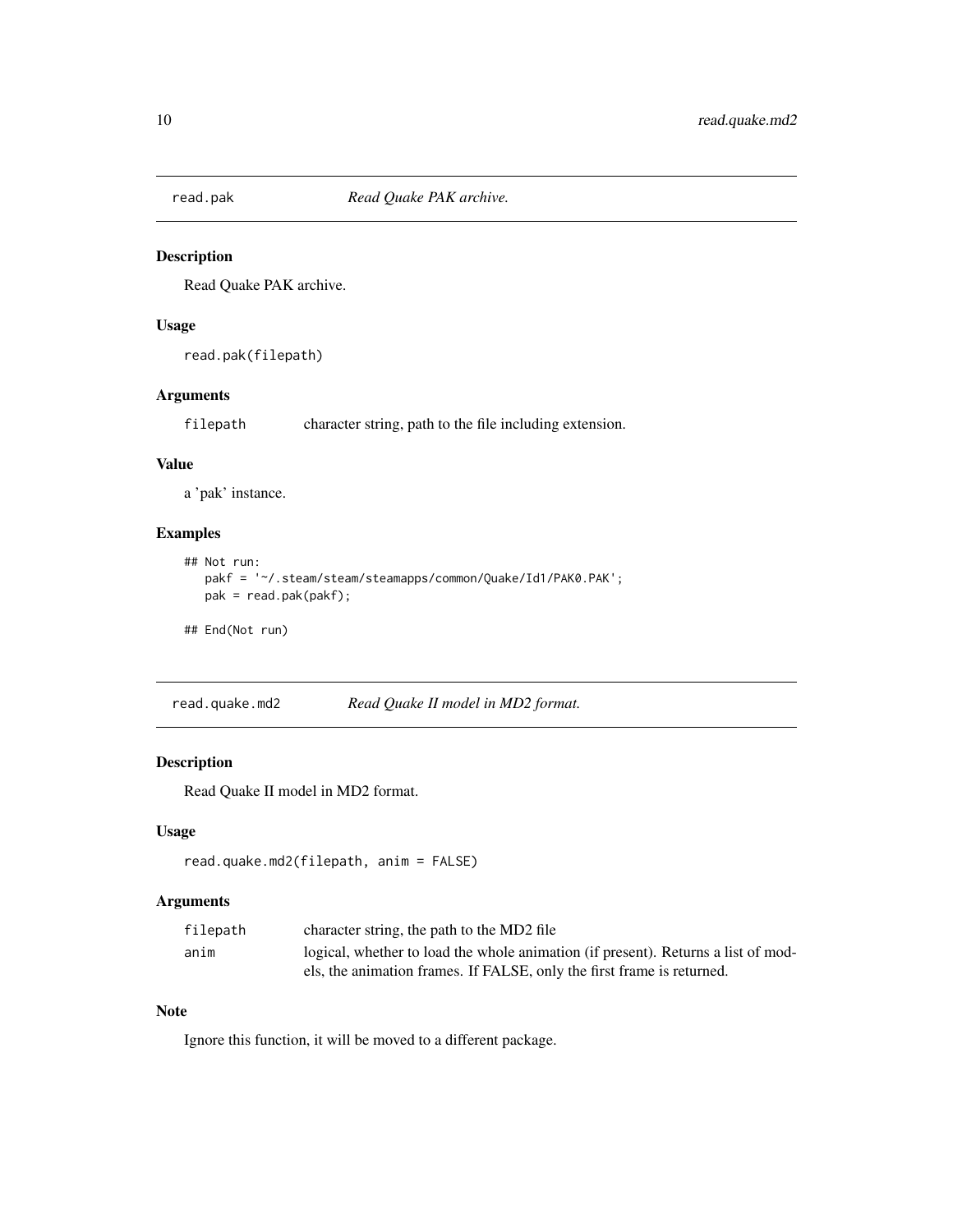## read.pak — *Read Quake PAK archive.*

### Description

Read Quake PAK archive.

### Usage

```
read.pak(filepath)
```

### Arguments

| | |
|---|---|
| filepath | character string, path to the file including extension. |

### Value

a 'pak' instance.

### Examples

```
## Not run:
   pakf = '~/.steam/steam/steamapps/common/Quake/Id1/PAK0.PAK';
   pak = read.pak(pakf);

## End(Not run)
```

## read.quake.md2 — *Read Quake II model in MD2 format.*

### Description

Read Quake II model in MD2 format.

### Usage

```
read.quake.md2(filepath, anim = FALSE)
```

### Arguments

| | |
|---|---|
| filepath | character string, the path to the MD2 file |
| anim | logical, whether to load the whole animation (if present). Returns a list of models, the animation frames. If FALSE, only the first frame is returned. |

### Note

Ignore this function, it will be moved to a different package.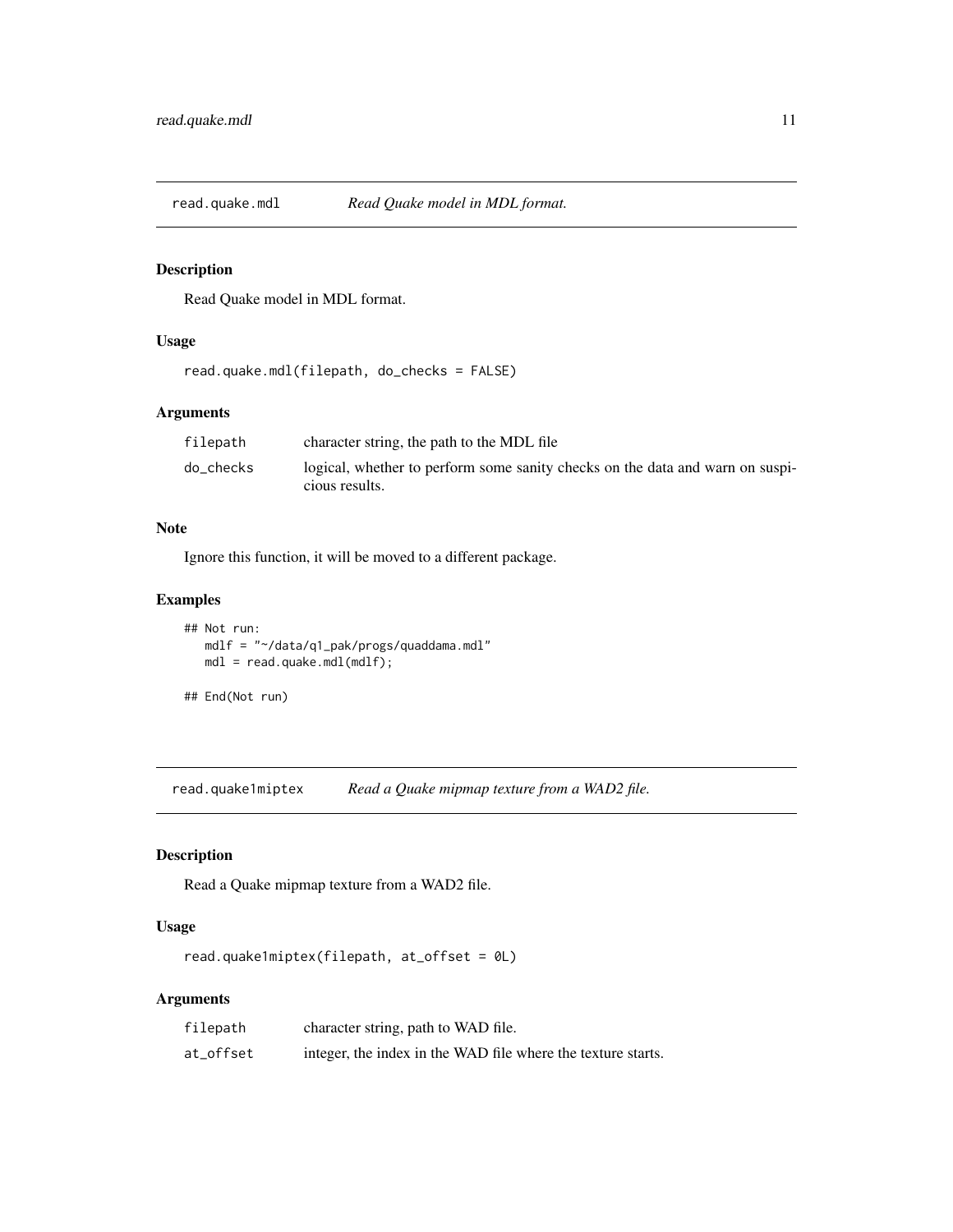## read.quake.mdl — *Read Quake model in MDL format.*

### Description

Read Quake model in MDL format.

### Usage

```
read.quake.mdl(filepath, do_checks = FALSE)
```

### Arguments

| | |
|---|---|
| filepath | character string, the path to the MDL file |
| do_checks | logical, whether to perform some sanity checks on the data and warn on suspicious results. |

### Note

Ignore this function, it will be moved to a different package.

### Examples

```
## Not run:
   mdlf = "~/data/q1_pak/progs/quaddama.mdl"
   mdl = read.quake.mdl(mdlf);

## End(Not run)
```

## read.quake1miptex — *Read a Quake mipmap texture from a WAD2 file.*

### Description

Read a Quake mipmap texture from a WAD2 file.

### Usage

```
read.quake1miptex(filepath, at_offset = 0L)
```

### Arguments

| | |
|---|---|
| filepath | character string, path to WAD file. |
| at_offset | integer, the index in the WAD file where the texture starts. |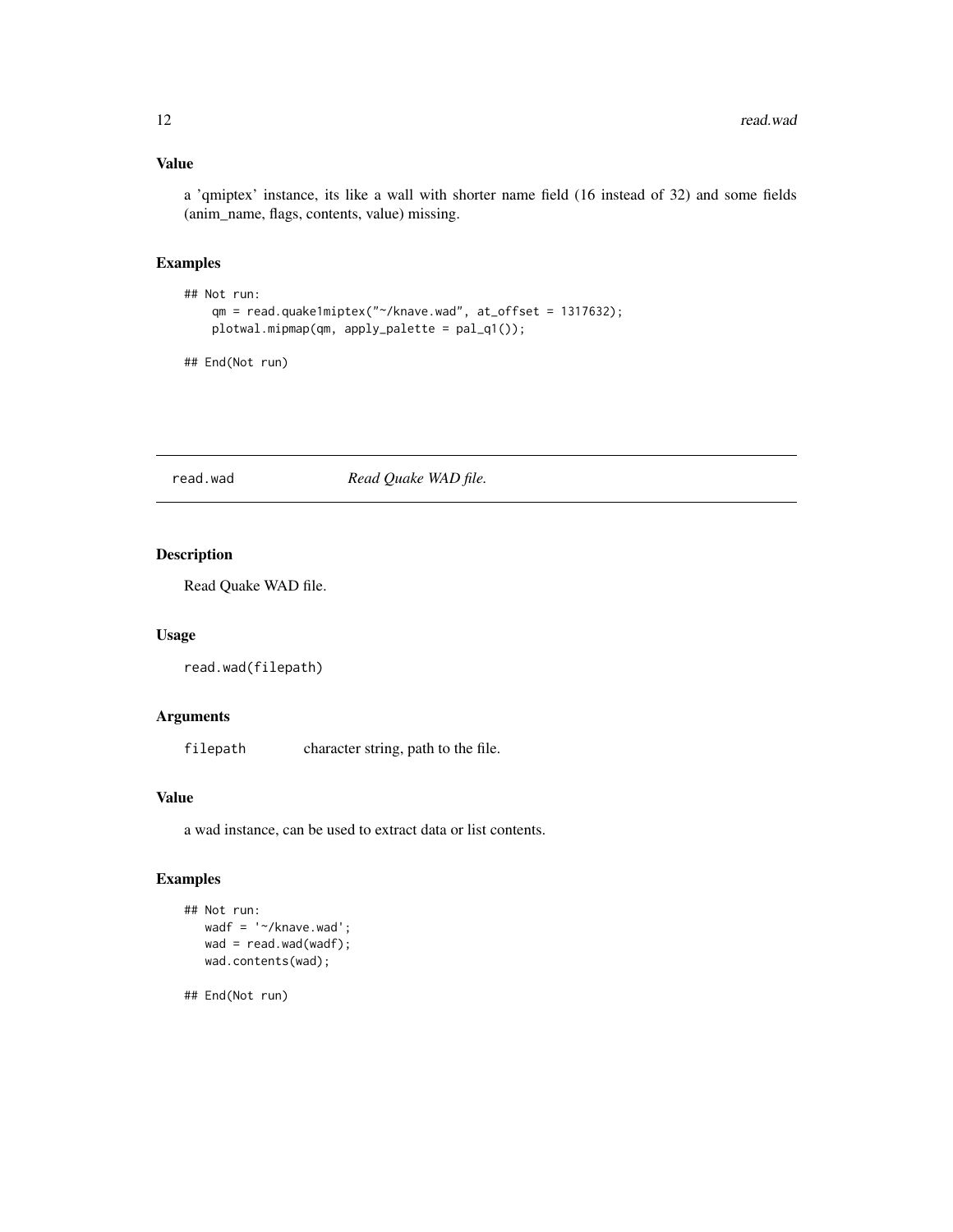### Value

a 'qmiptex' instance, its like a wall with shorter name field (16 instead of 32) and some fields (anim_name, flags, contents, value) missing.

### Examples

```
## Not run:
    qm = read.quake1miptex("~/knave.wad", at_offset = 1317632);
    plotwal.mipmap(qm, apply_palette = pal_q1());

## End(Not run)
```

---

## read.wad *Read Quake WAD file.*

---

### Description

Read Quake WAD file.

### Usage

```
read.wad(filepath)
```

### Arguments

| | |
|---|---|
| `filepath` | character string, path to the file. |

### Value

a wad instance, can be used to extract data or list contents.

### Examples

```
## Not run:
   wadf = '~/knave.wad';
   wad = read.wad(wadf);
   wad.contents(wad);

## End(Not run)
```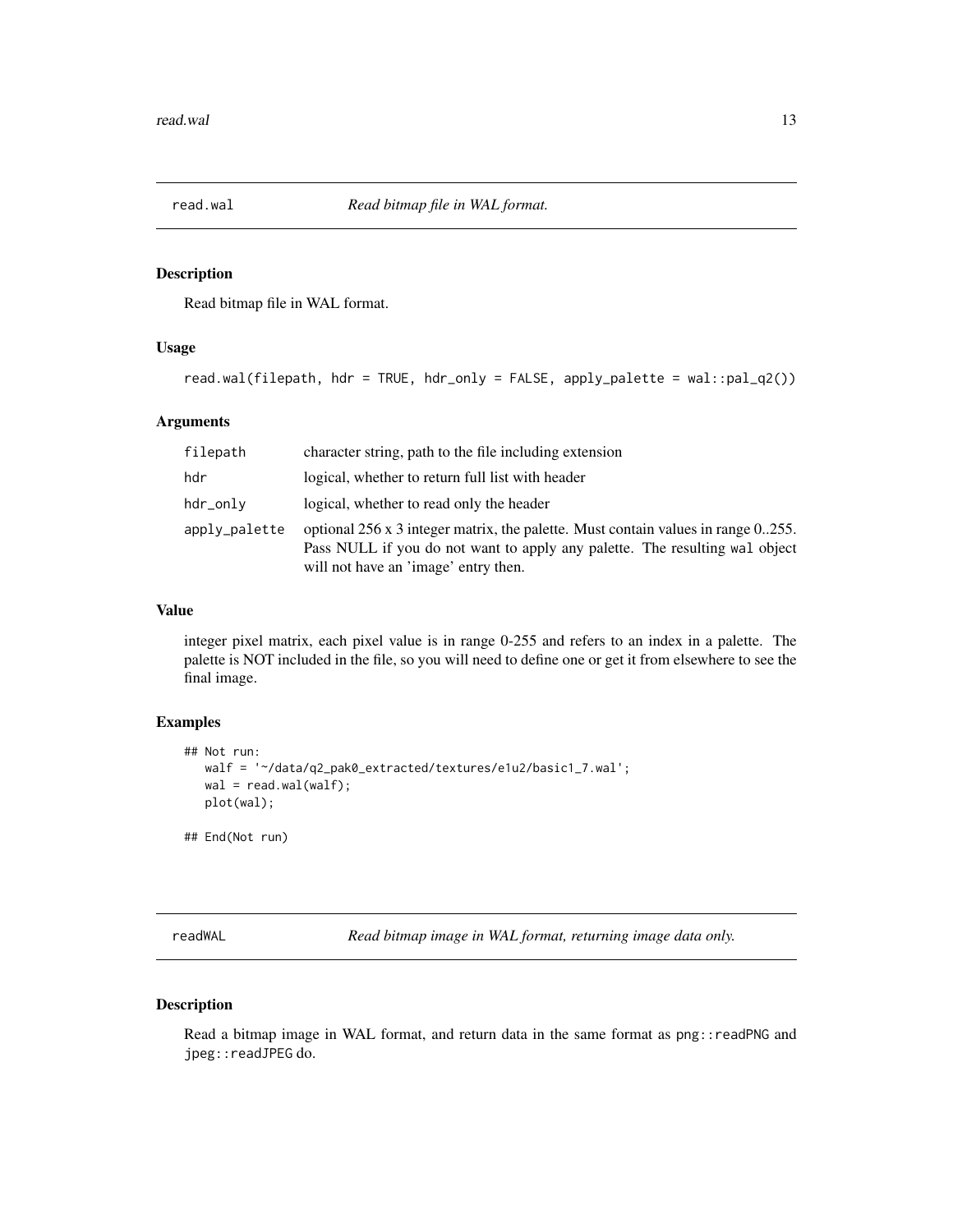## read.wal — *Read bitmap file in WAL format.*

### Description

Read bitmap file in WAL format.

### Usage

```
read.wal(filepath, hdr = TRUE, hdr_only = FALSE, apply_palette = wal::pal_q2())
```

### Arguments

| Argument | Description |
|---|---|
| `filepath` | character string, path to the file including extension |
| `hdr` | logical, whether to return full list with header |
| `hdr_only` | logical, whether to read only the header |
| `apply_palette` | optional 256 x 3 integer matrix, the palette. Must contain values in range 0..255. Pass NULL if you do not want to apply any palette. The resulting `wal` object will not have an 'image' entry then. |

### Value

integer pixel matrix, each pixel value is in range 0-255 and refers to an index in a palette. The palette is NOT included in the file, so you will need to define one or get it from elsewhere to see the final image.

### Examples

```
## Not run:
   walf = '~/data/q2_pak0_extracted/textures/e1u2/basic1_7.wal';
   wal = read.wal(walf);
   plot(wal);

## End(Not run)
```

## readWAL — *Read bitmap image in WAL format, returning image data only.*

### Description

Read a bitmap image in WAL format, and return data in the same format as `png::readPNG` and `jpeg::readJPEG` do.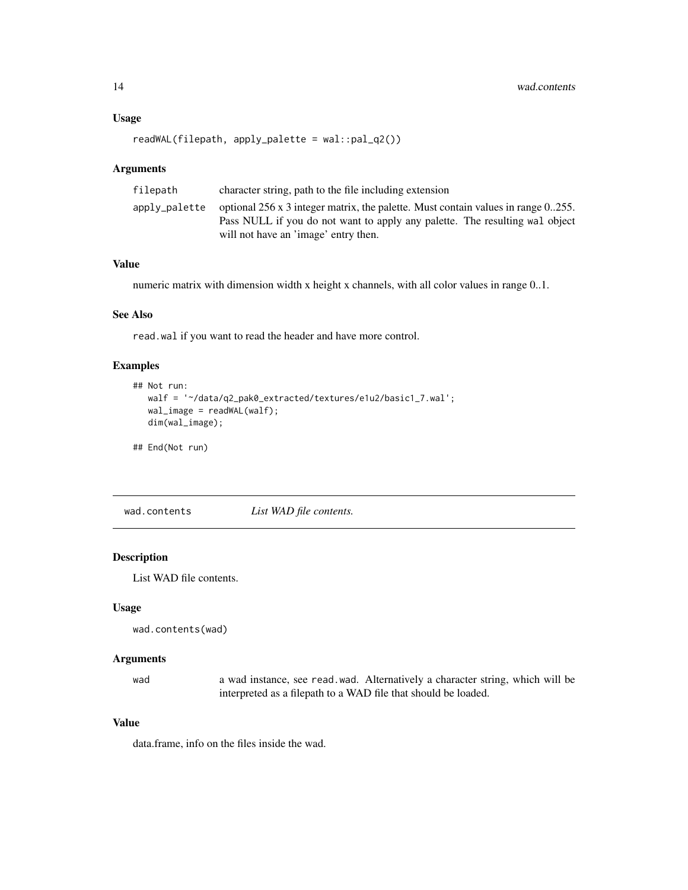### Usage

```
readWAL(filepath, apply_palette = wal::pal_q2())
```

### Arguments

| | |
|---|---|
| filepath | character string, path to the file including extension |
| apply_palette | optional 256 x 3 integer matrix, the palette. Must contain values in range 0..255. Pass NULL if you do not want to apply any palette. The resulting wal object will not have an 'image' entry then. |

### Value

numeric matrix with dimension width x height x channels, with all color values in range 0..1.

### See Also

read.wal if you want to read the header and have more control.

### Examples

```
## Not run:
   walf = '~/data/q2_pak0_extracted/textures/e1u2/basic1_7.wal';
   wal_image = readWAL(walf);
   dim(wal_image);

## End(Not run)
```

---

## wad.contents *List WAD file contents.*

### Description

List WAD file contents.

### Usage

```
wad.contents(wad)
```

### Arguments

| | |
|---|---|
| wad | a wad instance, see read.wad. Alternatively a character string, which will be interpreted as a filepath to a WAD file that should be loaded. |

### Value

data.frame, info on the files inside the wad.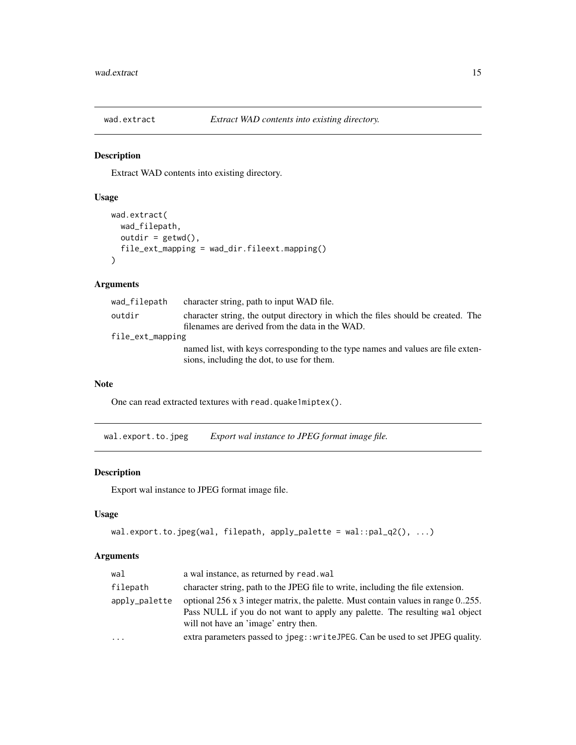## wad.extract — *Extract WAD contents into existing directory.*

### Description

Extract WAD contents into existing directory.

### Usage

```
wad.extract(
  wad_filepath,
  outdir = getwd(),
  file_ext_mapping = wad_dir.fileext.mapping()
)
```

### Arguments

| | |
|---|---|
| `wad_filepath` | character string, path to input WAD file. |
| `outdir` | character string, the output directory in which the files should be created. The filenames are derived from the data in the WAD. |
| `file_ext_mapping` | named list, with keys corresponding to the type names and values are file extensions, including the dot, to use for them. |

### Note

One can read extracted textures with `read.quake1miptex()`.

## wal.export.to.jpeg — *Export wal instance to JPEG format image file.*

### Description

Export wal instance to JPEG format image file.

### Usage

```
wal.export.to.jpeg(wal, filepath, apply_palette = wal::pal_q2(), ...)
```

### Arguments

| | |
|---|---|
| `wal` | a wal instance, as returned by `read.wal` |
| `filepath` | character string, path to the JPEG file to write, including the file extension. |
| `apply_palette` | optional 256 x 3 integer matrix, the palette. Must contain values in range 0..255. Pass NULL if you do not want to apply any palette. The resulting `wal` object will not have an 'image' entry then. |
| `...` | extra parameters passed to `jpeg::writeJPEG`. Can be used to set JPEG quality. |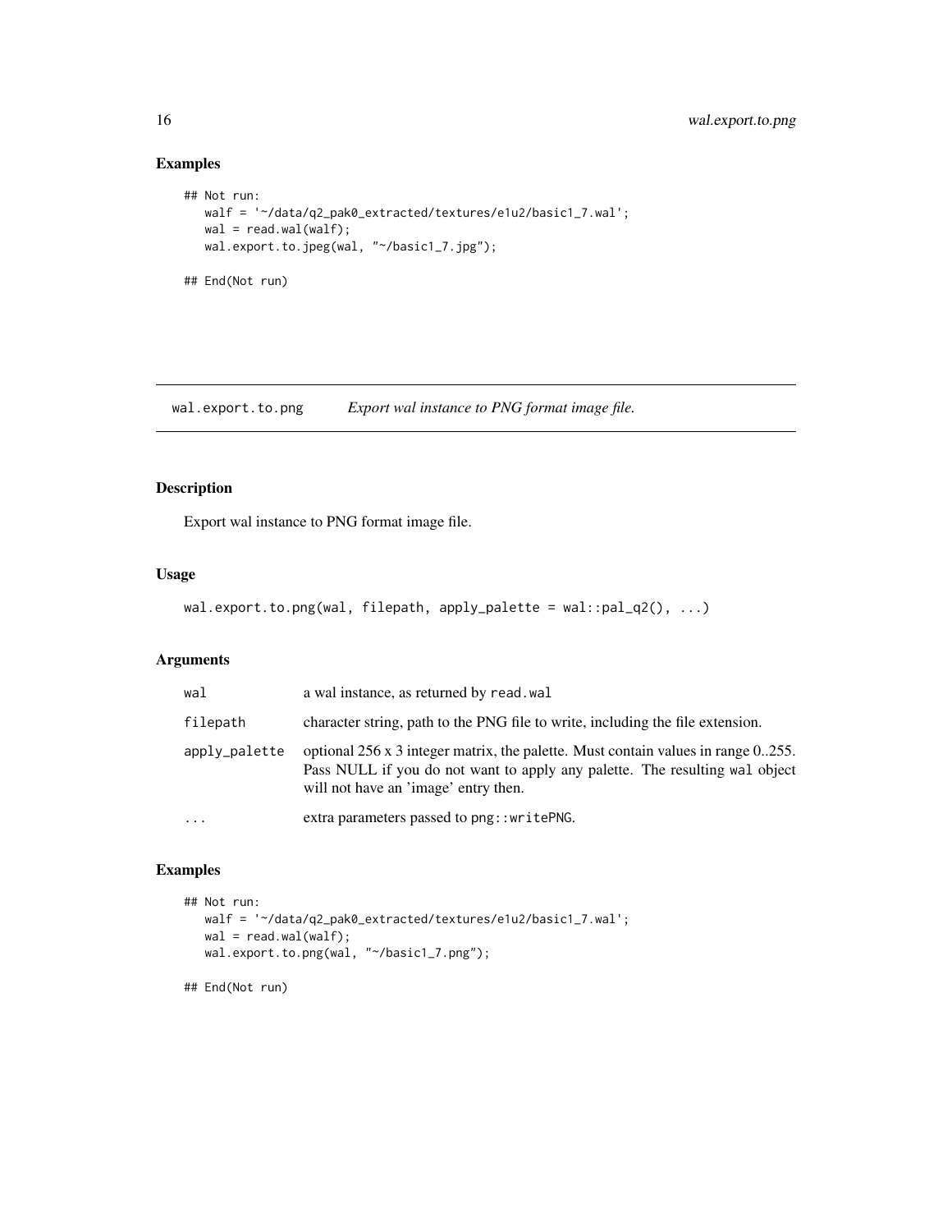## Examples

```
## Not run:
   walf = '~/data/q2_pak0_extracted/textures/e1u2/basic1_7.wal';
   wal = read.wal(walf);
   wal.export.to.jpeg(wal, "~/basic1_7.jpg");

## End(Not run)
```

## wal.export.to.png — *Export wal instance to PNG format image file.*

### Description

Export wal instance to PNG format image file.

### Usage

```
wal.export.to.png(wal, filepath, apply_palette = wal::pal_q2(), ...)
```

### Arguments

| | |
|---|---|
| `wal` | a wal instance, as returned by `read.wal` |
| `filepath` | character string, path to the PNG file to write, including the file extension. |
| `apply_palette` | optional 256 x 3 integer matrix, the palette. Must contain values in range 0..255. Pass NULL if you do not want to apply any palette. The resulting `wal` object will not have an 'image' entry then. |
| `...` | extra parameters passed to `png::writePNG`. |

### Examples

```
## Not run:
   walf = '~/data/q2_pak0_extracted/textures/e1u2/basic1_7.wal';
   wal = read.wal(walf);
   wal.export.to.png(wal, "~/basic1_7.png");

## End(Not run)
```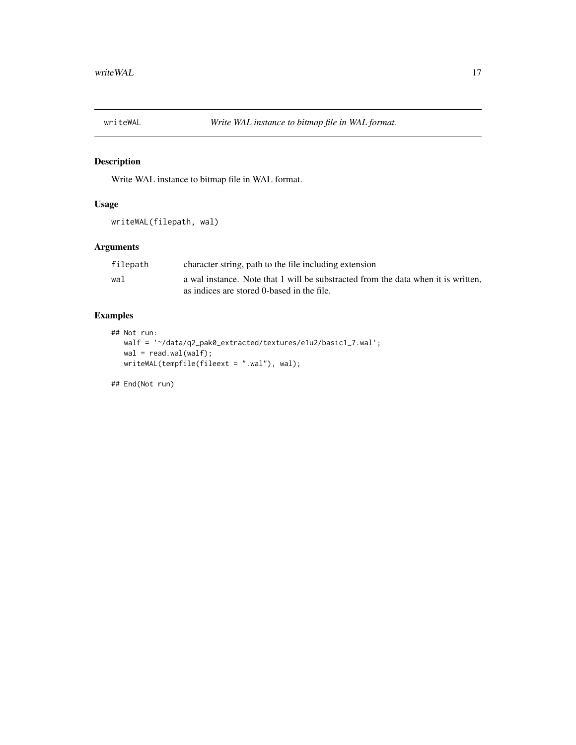## writeWAL — *Write WAL instance to bitmap file in WAL format.*

### Description

Write WAL instance to bitmap file in WAL format.

### Usage

```
writeWAL(filepath, wal)
```

### Arguments

| | |
|---|---|
| filepath | character string, path to the file including extension |
| wal | a wal instance. Note that 1 will be substracted from the data when it is written, as indices are stored 0-based in the file. |

### Examples

```
## Not run:
   walf = '~/data/q2_pak0_extracted/textures/e1u2/basic1_7.wal';
   wal = read.wal(walf);
   writeWAL(tempfile(fileext = ".wal"), wal);

## End(Not run)
```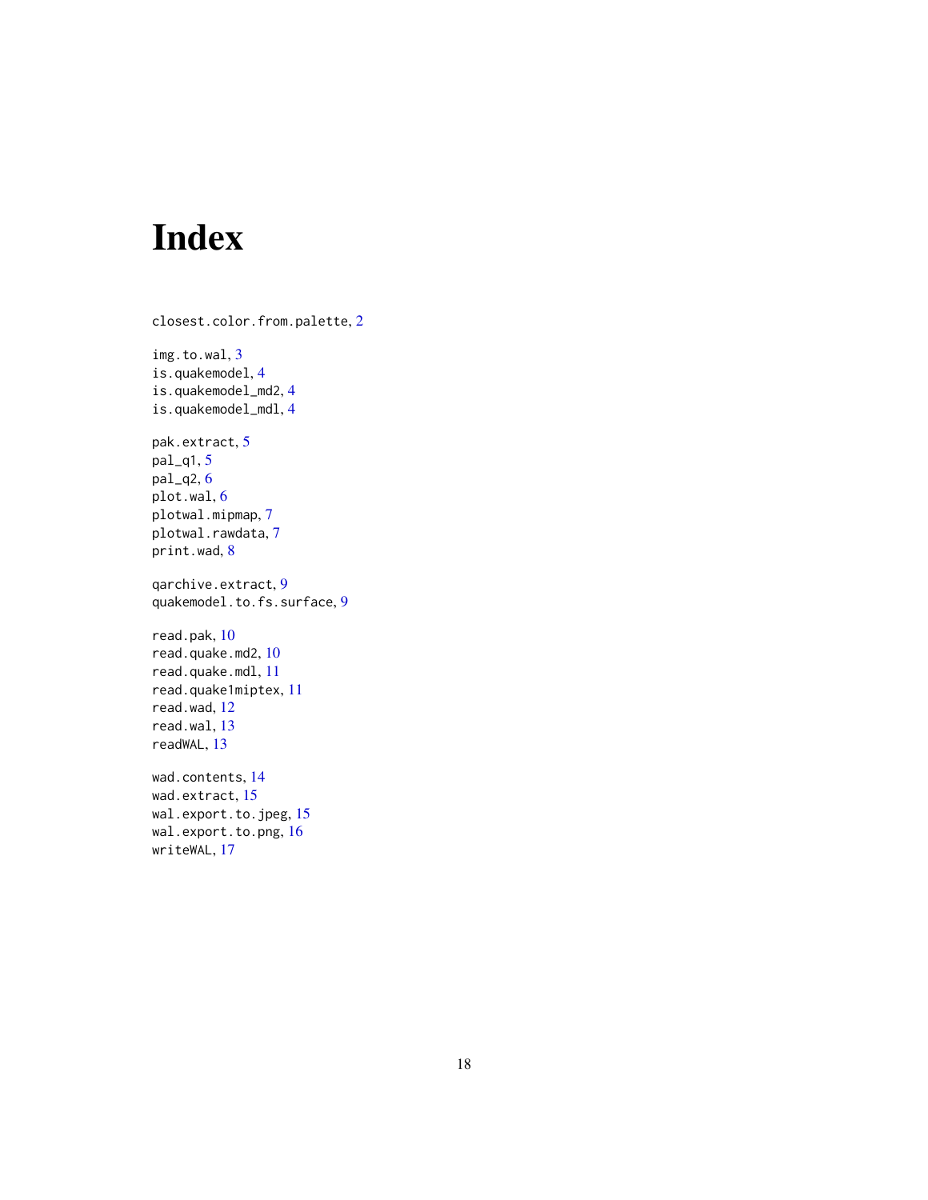# Index

closest.color.from.palette, 2

img.to.wal, 3
is.quakemodel, 4
is.quakemodel_md2, 4
is.quakemodel_mdl, 4

pak.extract, 5
pal_q1, 5
pal_q2, 6
plot.wal, 6
plotwal.mipmap, 7
plotwal.rawdata, 7
print.wad, 8

qarchive.extract, 9
quakemodel.to.fs.surface, 9

read.pak, 10
read.quake.md2, 10
read.quake.mdl, 11
read.quake1miptex, 11
read.wad, 12
read.wal, 13
readWAL, 13

wad.contents, 14
wad.extract, 15
wal.export.to.jpeg, 15
wal.export.to.png, 16
writeWAL, 17